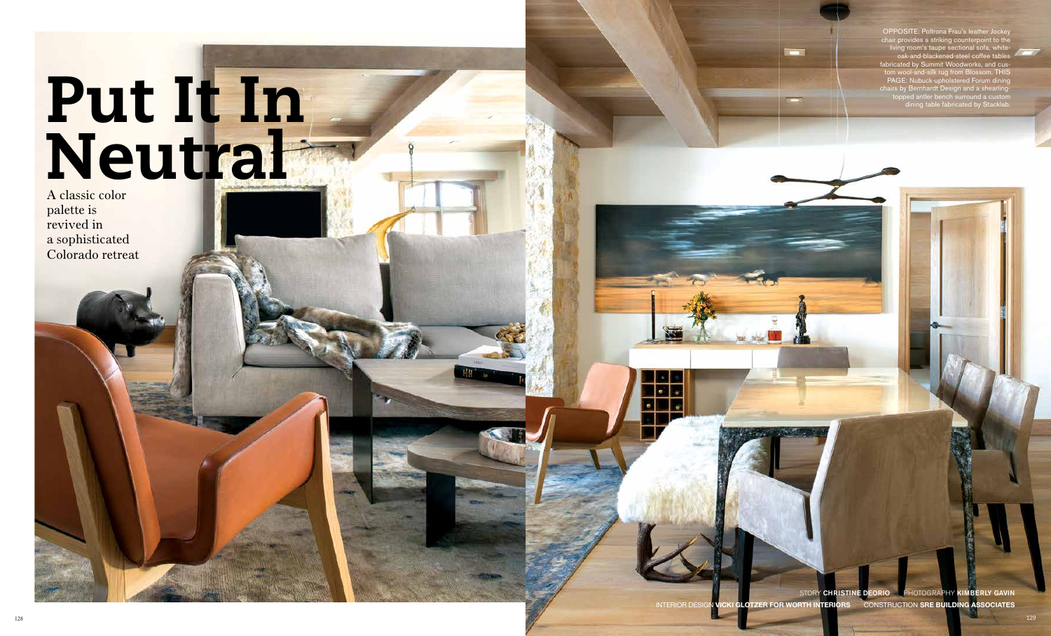# Put It In Neutral

A classic color palette is revived in a sophisticated Colorado retreat

OPPOSITE: Poltrona Frau's leather Jockey chair provides a striking counterpoint to the living room's taupe sectional sofa, white-oak-and-blackened-steel coffee tables fabricated by Summit Woodworks, and custom wool-and-silk rug from Blossom. THIS PAGE: Nubuck-upholstered Forum dining chairs by Bernhardt Design and a shearling-topped antler bench surround a custom dining table fabricated by Stacklab.

STORY **CHRISTINE DEORIO** PHOTOGRAPHY **KIMBERLY GAVIN**

INTERIOR DESIGN **VICKI GLOTZER FOR WORTH INTERIORS** CONSTRUCTION **SRE BUILDING ASSOCIATES**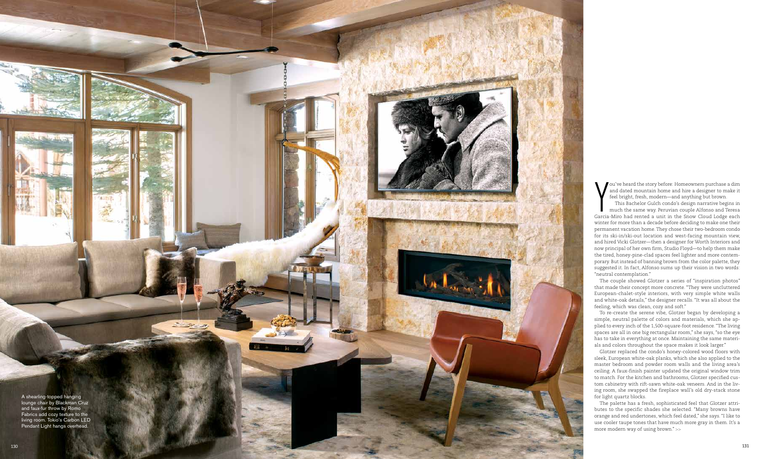A shearling-topped hanging lounge chair by Blackman Cruz and faux-fur throw by Romo Fabrics add cozy texture to the living room. Tokio's Carbon LED Pendant Light hangs overhead.

You've heard the story before: Homeowners purchase a dim and dated mountain home and hire a designer to make it feel bright, fresh, modern—and anything but brown.

This Bachelor Gulch condo's design narrative begins in much the same way. Peruvian couple Alfonso and Teresa Garcia-Miro had rented a unit in the Snow Cloud Lodge each winter for more than a decade before deciding to make one their permanent vacation home. They chose their two-bedroom condo for its ski-in/ski-out location and west-facing mountain view, and hired Vicki Glotzer—then a designer for Worth Interiors and now principal of her own firm, Studio Floyd—to help them make the tired, honey-pine-clad spaces feel lighter and more contemporary. But instead of banning brown from the color palette, they suggested it. In fact, Alfonso sums up their vision in two words: "neutral contemplation."

The couple showed Glotzer a series of "inspiration photos" that made their concept more concrete. "They were uncluttered European-chalet-style interiors, with very simple white walls and white-oak details," the designer recalls. "It was all about the feeling, which was clean, cozy and soft."

To re-create the serene vibe, Glotzer began by developing a simple, neutral palette of colors and materials, which she applied to every inch of the 1,500-square-foot residence. "The living spaces are all in one big rectangular room," she says, "so the eye has to take in everything at once. Maintaining the same materials and colors throughout the space makes it look larger."

Glotzer replaced the condo's honey-colored wood floors with sleek, European white-oak planks, which she also applied to the master bedroom and powder room walls and the living area's ceiling. A faux-finish painter updated the original window trim to match. For the kitchen and bathrooms, Glotzer specified custom cabinetry with rift-sawn white-oak veneers. And in the living room, she swapped the fireplace wall's old dry-stack stone for light quartz blocks.

The palette has a fresh, sophisticated feel that Glotzer attributes to the specific shades she selected. "Many browns have orange and red undertones, which feel dated," she says. "I like to use cooler taupe tones that have much more gray in them. It's a more modern way of using brown." >>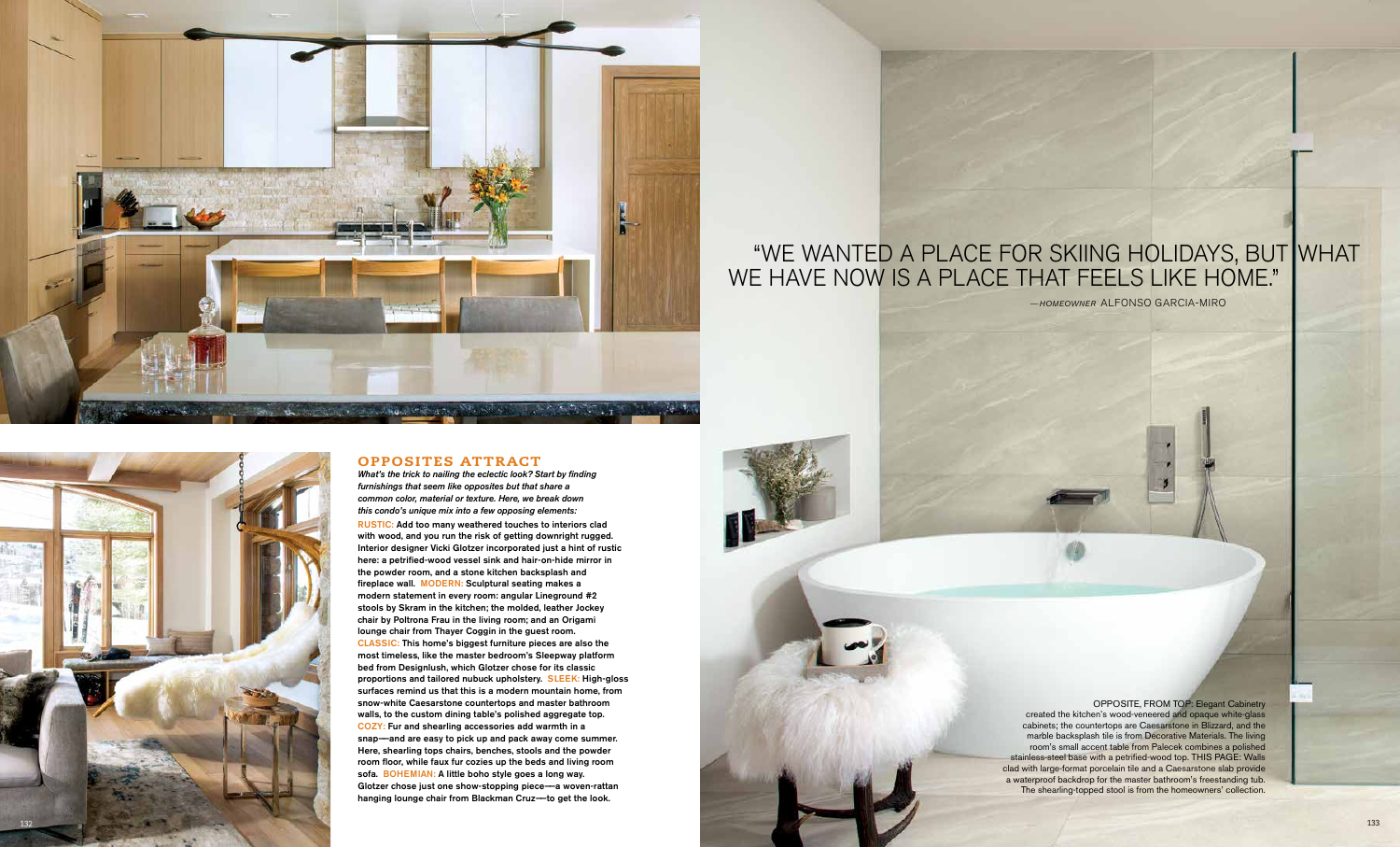"WE WANTED A PLACE FOR SKIING HOLIDAYS, BUT WHAT WE HAVE NOW IS A PLACE THAT FEELS LIKE HOME."

—*HOMEOWNER* ALFONSO GARCIA-MIRO

## OPPOSITES ATTRACT

***What's the trick to nailing the eclectic look? Start by finding furnishings that seem like opposites but that share a common color, material or texture. Here, we break down this condo's unique mix into a few opposing elements:***

**RUSTIC: Add too many weathered touches to interiors clad with wood, and you run the risk of getting downright rugged. Interior designer Vicki Glotzer incorporated just a hint of rustic here: a petrified-wood vessel sink and hair-on-hide mirror in the powder room, and a stone kitchen backsplash and fireplace wall. MODERN: Sculptural seating makes a modern statement in every room: angular Lineground #2 stools by Skram in the kitchen; the molded, leather Jockey chair by Poltrona Frau in the living room; and an Origami lounge chair from Thayer Coggin in the guest room. CLASSIC: This home's biggest furniture pieces are also the most timeless, like the master bedroom's Sleepway platform bed from Designlush, which Glotzer chose for its classic proportions and tailored nubuck upholstery. SLEEK: High-gloss surfaces remind us that this is a modern mountain home, from snow-white Caesarstone countertops and master bathroom walls, to the custom dining table's polished aggregate top. COZY: Fur and shearling accessories add warmth in a snap—and are easy to pick up and pack away come summer. Here, shearling tops chairs, benches, stools and the powder room floor, while faux fur cozies up the beds and living room sofa. BOHEMIAN: A little boho style goes a long way. Glotzer chose just one show-stopping piece—a woven-rattan hanging lounge chair from Blackman Cruz—to get the look.**

OPPOSITE, FROM TOP: Elegant Cabinetry created the kitchen's wood-veneered and opaque white-glass cabinets; the countertops are Caesarstone in Blizzard, and the marble backsplash tile is from Decorative Materials. The living room's small accent table from Palecek combines a polished stainless-steel base with a petrified-wood top. THIS PAGE: Walls clad with large-format porcelain tile and a Caesarstone slab provide a waterproof backdrop for the master bathroom's freestanding tub. The shearling-topped stool is from the homeowners' collection.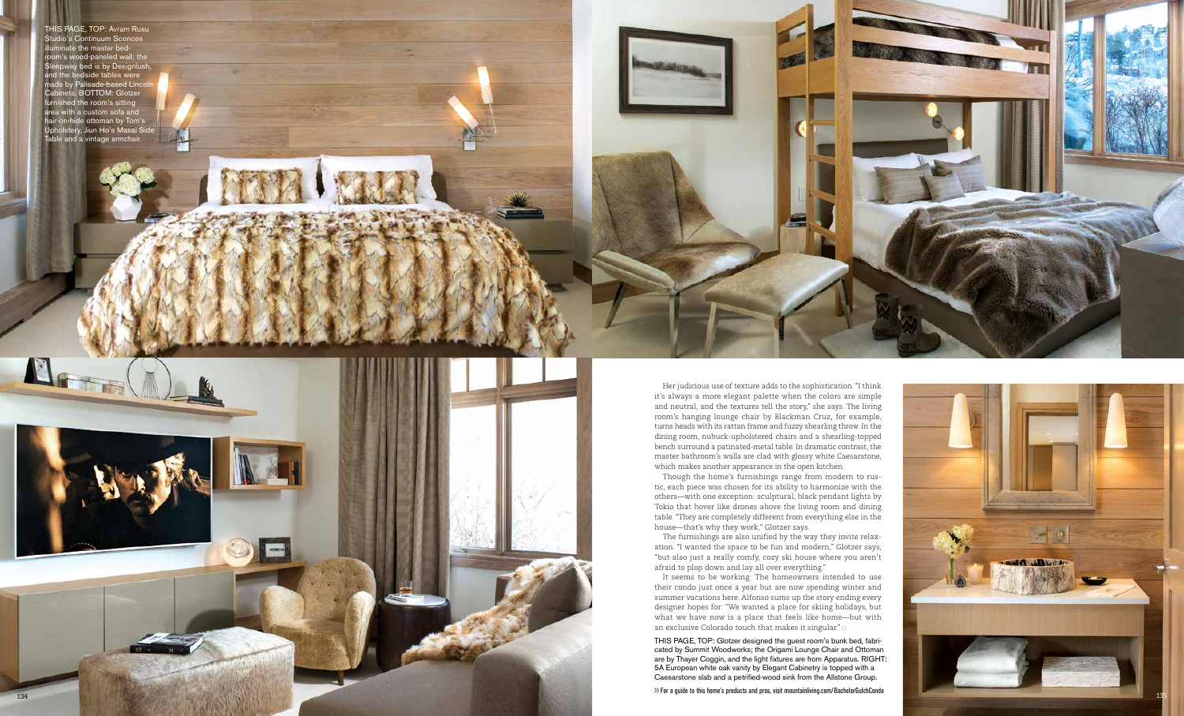THIS PAGE, TOP: Avram Rusu Studio's Continuum Sconces illuminate the master bedroom's wood-paneled wall; the Sleepway bed is by Designlush, and the bedside tables were made by Palisade-based Lincoln Cabinets. BOTTOM: Glotzer furnished the room's sitting area with a custom sofa and hair-on-hide ottoman by Tom's Upholstery, Jiun Ho's Masai Side Table and a vintage armchair.

Her judicious use of texture adds to the sophistication. "I think it's always a more elegant palette when the colors are simple and neutral, and the textures tell the story," she says. The living room's hanging lounge chair by Blackman Cruz, for example, turns heads with its rattan frame and fuzzy shearling throw. In the dining room, nubuck-upholstered chairs and a shearling-topped bench surround a patinated-metal table. In dramatic contrast, the master bathroom's walls are clad with glossy white Caesarstone, which makes another appearance in the open kitchen.

Though the home's furnishings range from modern to rustic, each piece was chosen for its ability to harmonize with the others—with one exception: sculptural, black pendant lights by Tokio that hover like drones above the living room and dining table. "They are completely different from everything else in the house—that's why they work," Glotzer says.

The furnishings are also unified by the way they invite relaxation. "I wanted the space to be fun and modern," Glotzer says, "but also just a really comfy, cozy ski house where you aren't afraid to plop down and lay all over everything."

It seems to be working: The homeowners intended to use their condo just once a year but are now spending winter and summer vacations here. Alfonso sums up the story ending every designer hopes for: "We wanted a place for skiing holidays, but what we have now is a place that feels like home—but with an exclusive Colorado touch that makes it singular."

THIS PAGE, TOP: Glotzer designed the guest room's bunk bed, fabricated by Summit Woodworks; the Origami Lounge Chair and Ottoman are by Thayer Coggin, and the light fixtures are from Apparatus. RIGHT: 5A European white oak vanity by Elegant Cabinetry is topped with a Caesarstone slab and a petrified-wood sink from the Allstone Group.

>> For a guide to this home's products and pros, visit mountainliving.com/BachelorGulchCondo